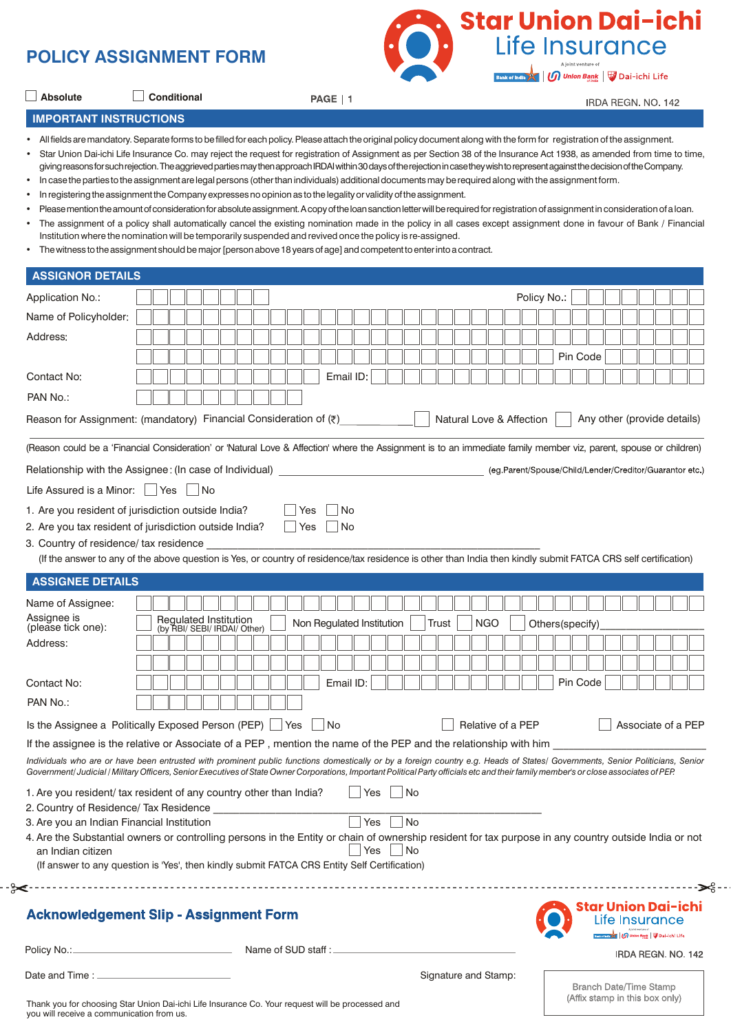# POLICY ASSIGNMENT FORM

**Star Union Dai-ichi Life Insurance**

A joint venture of Bank of India | Union Bank of India | Dai-ichi Life

☐ **Absolute** ☐ **Conditional**

IRDA REGN. NO. 142

## IMPORTANT INSTRUCTIONS

- All fields are mandatory. Separate forms to be filled for each policy. Please attach the original policy document along with the form for registration of the assignment.
- Star Union Dai-ichi Life Insurance Co. may reject the request for registration of Assignment as per Section 38 of the Insurance Act 1938, as amended from time to time, giving reasons for such rejection. The aggrieved parties may then approach IRDAI within 30 days of the rejection in case they wish to represent against the decision of the Company.
- In case the parties to the assignment are legal persons (other than individuals) additional documents may be required along with the assignment form.
- In registering the assignment the Company expresses no opinion as to the legality or validity of the assignment.
- Please mention the amount of consideration for absolute assignment. A copy of the loan sanction letter will be required for registration of assignment in consideration of a loan.
- The assignment of a policy shall automatically cancel the existing nomination made in the policy in all cases except assignment done in favour of Bank / Financial Institution where the nomination will be temporarily suspended and revived once the policy is re-assigned.
- The witness to the assignment should be major [person above 18 years of age] and competent to enter into a contract.

## ASSIGNOR DETAILS

Application No.: ______ Policy No.: ______

Name of Policyholder: ______

Address: ______

______ Pin Code ______

Contact No: ______ Email ID: ______

PAN No.: ______

Reason for Assignment: (mandatory) Financial Consideration of (₹)________ ☐ Natural Love & Affection ☐ Any other (provide details)

______

(Reason could be a 'Financial Consideration' or 'Natural Love & Affection' where the Assignment is to an immediate family member viz, parent, spouse or children)

Relationship with the Assignee : (In case of Individual) ______ (eg.Parent/Spouse/Child/Lender/Creditor/Guarantor etc.)

Life Assured is a Minor: ☐ Yes ☐ No

1. Are you resident of jurisdiction outside India? ☐ Yes ☐ No
2. Are you tax resident of jurisdiction outside India? ☐ Yes ☐ No
3. Country of residence/ tax residence ______

(If the answer to any of the above question is Yes, or country of residence/tax residence is other than India then kindly submit FATCA CRS self certification)

## ASSIGNEE DETAILS

Name of Assignee: ______

Assignee is (please tick one): ☐ Regulated Institution (by RBI/ SEBI/ IRDAI/ Other) ☐ Non Regulated Institution ☐ Trust ☐ NGO ☐ Others(specify)______

Address: ______

______

Contact No: ______ Email ID: ______ Pin Code ______

PAN No.: ______

Is the Assignee a Politically Exposed Person (PEP) ☐ Yes ☐ No ☐ Relative of a PEP ☐ Associate of a PEP

If the assignee is the relative or Associate of a PEP , mention the name of the PEP and the relationship with him ______

*Individuals who are or have been entrusted with prominent public functions domestically or by a foreign country e.g. Heads of States/ Governments, Senior Politicians, Senior Government/ Judicial / Military Officers, Senior Executives of State Owner Corporations, Important Political Party officials etc and their family member's or close associates of PEP.*

1. Are you resident/ tax resident of any country other than India? ☐ Yes ☐ No
2. Country of Residence/ Tax Residence ______
3. Are you an Indian Financial Institution ☐ Yes ☐ No
4. Are the Substantial owners or controlling persons in the Entity or chain of ownership resident for tax purpose in any country outside India or not an Indian citizen ☐ Yes ☐ No

(If answer to any question is 'Yes', then kindly submit FATCA CRS Entity Self Certification)

---

## Acknowledgement Slip - Assignment Form

**Star Union Dai-ichi Life Insurance**

IRDA REGN. NO. 142

Policy No.: ______ Name of SUD staff : ______

Date and Time : ______ Signature and Stamp:

Branch Date/Time Stamp (Affix stamp in this box only)

Thank you for choosing Star Union Dai-ichi Life Insurance Co. Your request will be processed and you will receive a communication from us.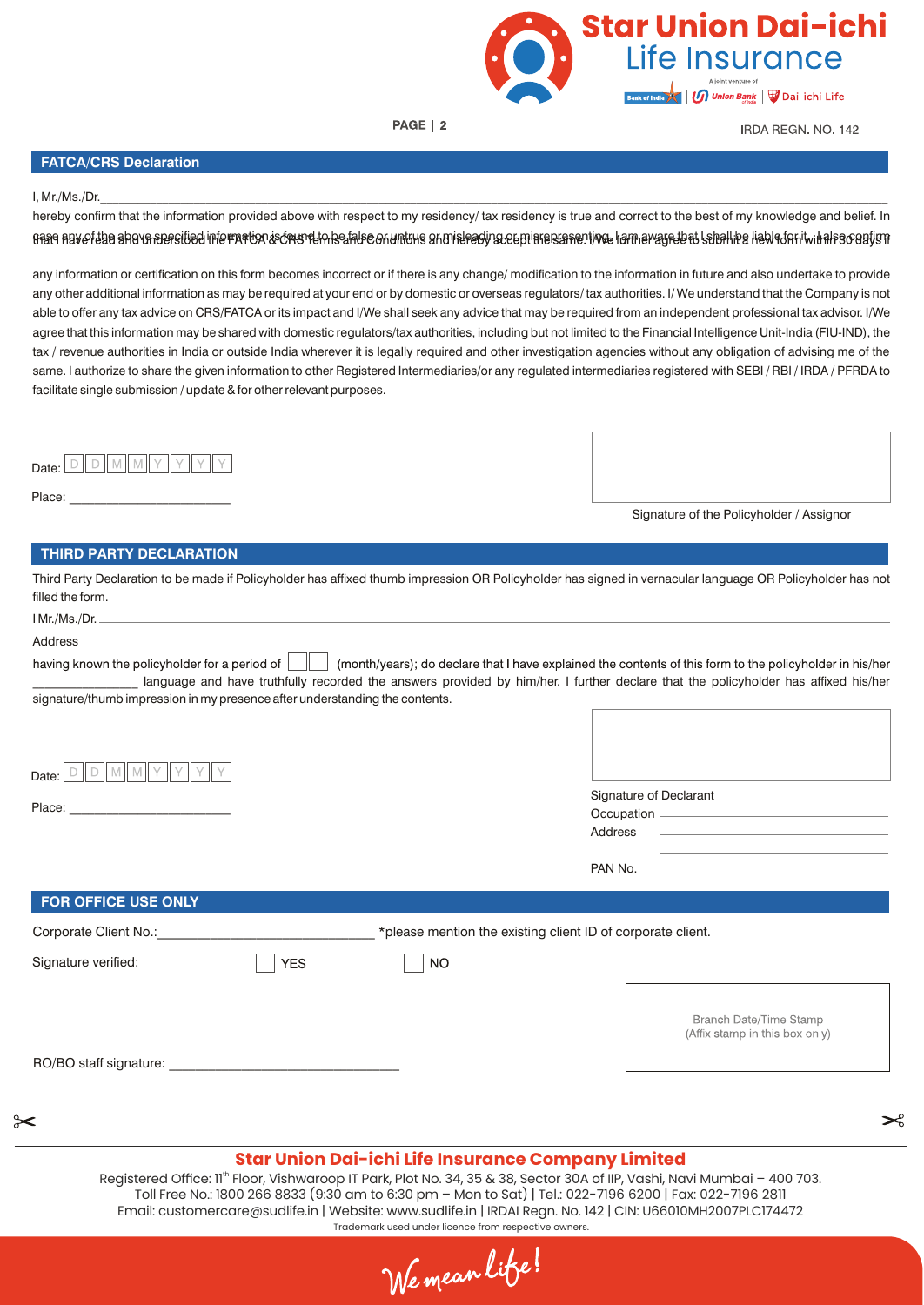## FATCA/CRS Declaration

I, Mr./Ms./Dr.\_\_\_\_\_\_\_\_\_\_\_\_\_\_\_\_\_\_\_\_\_\_\_\_\_\_\_\_\_\_\_\_\_\_\_\_\_\_\_\_\_\_\_\_\_\_\_\_\_\_\_\_\_\_\_\_\_\_\_\_

hereby confirm that the information provided above with respect to my residency/ tax residency is true and correct to the best of my knowledge and belief. In case any of the above specified information is found to be false or untrue or misleading or misrepresenting, I am aware that I shall be liable for it. I also confirm that I have read and understood the FATCA & CRS Terms and Conditions and hereby accept the same. I/We further agree to submit a new form within 30 days if any information or certification on this form becomes incorrect or if there is any change/ modification to the information in future and also undertake to provide any other additional information as may be required at your end or by domestic or overseas regulators/ tax authorities. I/ We understand that the Company is not able to offer any tax advice on CRS/FATCA or its impact and I/We shall seek any advice that may be required from an independent professional tax advisor. I/We agree that this information may be shared with domestic regulators/tax authorities, including but not limited to the Financial Intelligence Unit-India (FIU-IND), the tax / revenue authorities in India or outside India wherever it is legally required and other investigation agencies without any obligation of advising me of the same. I authorize to share the given information to other Registered Intermediaries/or any regulated intermediaries registered with SEBI / RBI / IRDA / PFRDA to facilitate single submission / update & for other relevant purposes.

Date: D D M M Y Y Y Y

Place: \_\_\_\_\_\_\_\_\_\_\_\_\_\_\_\_\_\_\_\_

Signature of the Policyholder / Assignor

## THIRD PARTY DECLARATION

Third Party Declaration to be made if Policyholder has affixed thumb impression OR Policyholder has signed in vernacular language OR Policyholder has not filled the form.

I Mr./Ms./Dr. \_\_\_\_\_\_\_\_\_\_\_\_\_\_\_\_\_\_\_\_\_\_\_\_\_\_\_\_\_\_\_\_\_\_\_\_\_\_\_\_\_\_\_\_\_\_\_\_

Address \_\_\_\_\_\_\_\_\_\_\_\_\_\_\_\_\_\_\_\_\_\_\_\_\_\_\_\_\_\_\_\_\_\_\_\_\_\_\_\_\_\_\_\_\_\_\_\_

having known the policyholder for a period of [ ][ ] (month/years); do declare that I have explained the contents of this form to the policyholder in his/her \_\_\_\_\_\_\_\_\_\_\_\_\_\_\_ language and have truthfully recorded the answers provided by him/her. I further declare that the policyholder has affixed his/her signature/thumb impression in my presence after understanding the contents.

Date: D D M M Y Y Y Y

Place: \_\_\_\_\_\_\_\_\_\_\_\_\_\_\_\_\_\_\_\_

Signature of Declarant

Occupation \_\_\_\_\_\_\_\_\_\_\_\_\_\_\_\_\_\_\_\_

Address \_\_\_\_\_\_\_\_\_\_\_\_\_\_\_\_\_\_\_\_

\_\_\_\_\_\_\_\_\_\_\_\_\_\_\_\_\_\_\_\_

PAN No. \_\_\_\_\_\_\_\_\_\_\_\_\_\_\_\_\_\_\_\_

## FOR OFFICE USE ONLY

Corporate Client No.:\_\_\_\_\_\_\_\_\_\_\_\_\_\_\_\_\_\_\_\_ *please mention the existing client ID of corporate client.

Signature verified: [ ] YES [ ] NO

Branch Date/Time Stamp
(Affix stamp in this box only)

RO/BO staff signature: \_\_\_\_\_\_\_\_\_\_\_\_\_\_\_\_\_\_\_\_

**Star Union Dai-ichi Life Insurance Company Limited**

Registered Office: 11th Floor, Vishwaroop IT Park, Plot No. 34, 35 & 38, Sector 30A of IIP, Vashi, Navi Mumbai – 400 703.
Toll Free No.: 1800 266 8833 (9:30 am to 6:30 pm – Mon to Sat) | Tel.: 022-7196 6200 | Fax: 022-7196 2811
Email: customercare@sudlife.in | Website: www.sudlife.in | IRDAI Regn. No. 142 | CIN: U66010MH2007PLC174472
Trademark used under licence from respective owners.

We mean Life!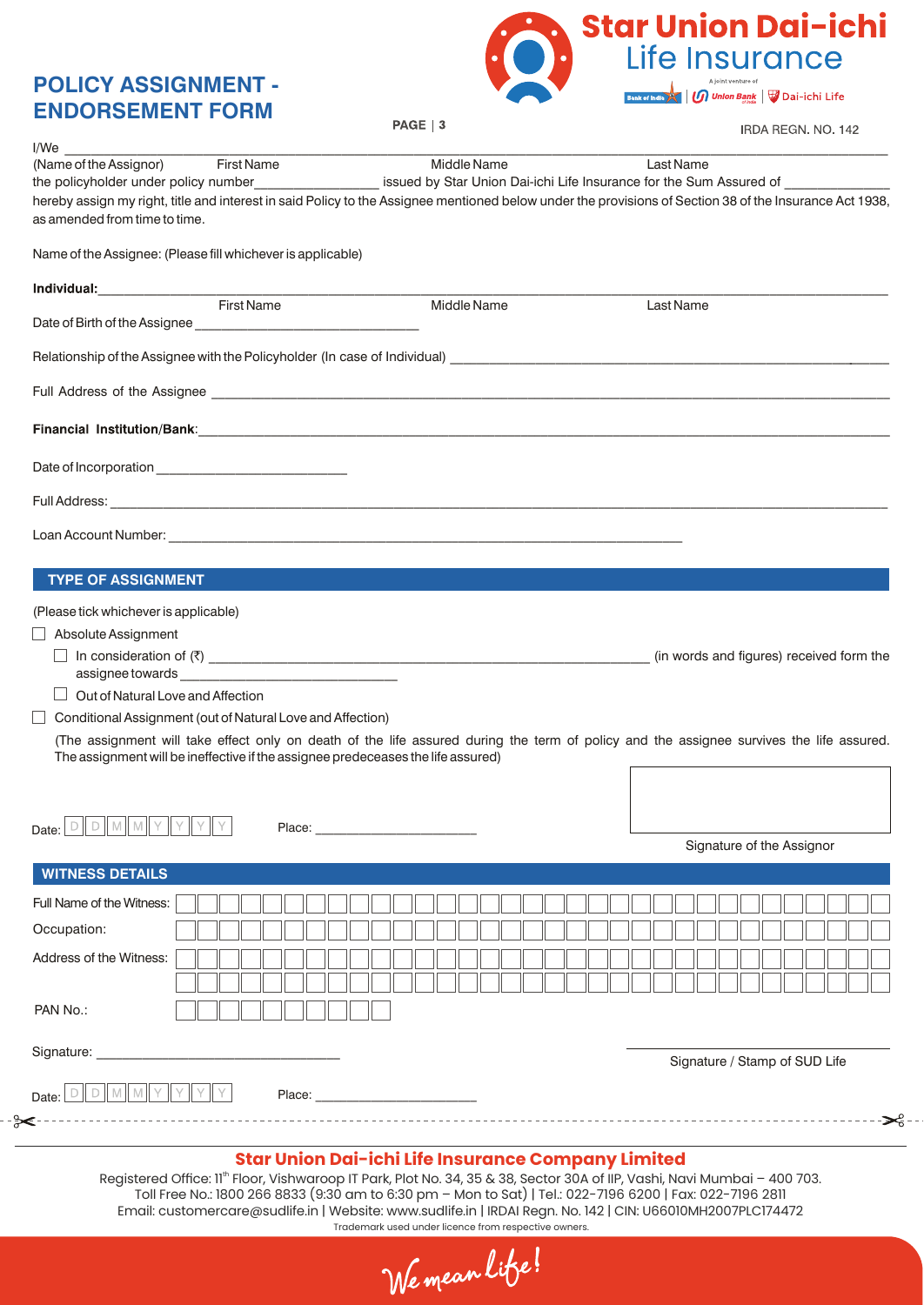# POLICY ASSIGNMENT - ENDORSEMENT FORM

**Star Union Dai-ichi Life Insurance**

A joint venture of Bank of India | Union Bank of India | Dai-ichi Life

IRDA REGN. NO. 142

I/We ____________________________________________________________

(Name of the Assignor) First Name Middle Name Last Name

the policyholder under policy number_______________ issued by Star Union Dai-ichi Life Insurance for the Sum Assured of _____________ hereby assign my right, title and interest in said Policy to the Assignee mentioned below under the provisions of Section 38 of the Insurance Act 1938, as amended from time to time.

Name of the Assignee: (Please fill whichever is applicable)

**Individual:**____________________________________________________________

First Name Middle Name Last Name

Date of Birth of the Assignee ____________________________

Relationship of the Assignee with the Policyholder (In case of Individual) ____________________________

Full Address of the Assignee ____________________________________________________________

**Financial Institution/Bank**:____________________________________________________________

Date of Incorporation ________________________

Full Address: ____________________________________________________________

Loan Account Number: ____________________________________________________________

## TYPE OF ASSIGNMENT

(Please tick whichever is applicable)

- ☐ Absolute Assignment
  - ☐ In consideration of (₹) ________________________________ (in words and figures) received form the assignee towards ____________________________
  - ☐ Out of Natural Love and Affection
- ☐ Conditional Assignment (out of Natural Love and Affection)

(The assignment will take effect only on death of the life assured during the term of policy and the assignee survives the life assured. The assignment will be ineffective if the assignee predeceases the life assured)

Date: D D M M Y Y Y Y Place: ______________________

Signature of the Assignor

## WITNESS DETAILS

Full Name of the Witness: ____________________________________________________________

Occupation: ____________________________________________________________

Address of the Witness: ____________________________________________________________

____________________________________________________________

PAN No.: ____________________

Signature: ________________________________

Signature / Stamp of SUD Life

Date: D D M M Y Y Y Y Place: ______________________

---

**Star Union Dai-ichi Life Insurance Company Limited**

Registered Office: 11th Floor, Vishwaroop IT Park, Plot No. 34, 35 & 38, Sector 30A of IIP, Vashi, Navi Mumbai – 400 703.
Toll Free No.: 1800 266 8833 (9:30 am to 6:30 pm – Mon to Sat) | Tel.: 022-7196 6200 | Fax: 022-7196 2811
Email: customercare@sudlife.in | Website: www.sudlife.in | IRDAI Regn. No. 142 | CIN: U66010MH2007PLC174472
Trademark used under licence from respective owners.

We mean life!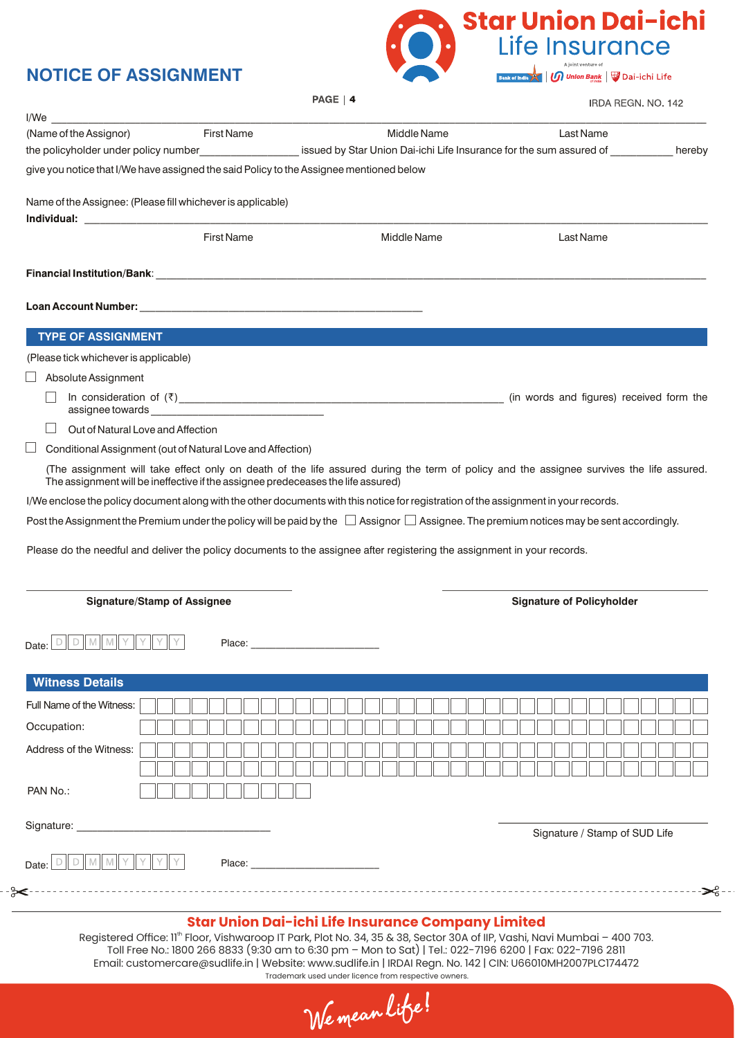Star Union Dai-ichi Life Insurance

A joint venture of Bank of India | Union Bank | Dai-ichi Life

# NOTICE OF ASSIGNMENT

IRDA REGN. NO. 142

I/We ______________________________________________

(Name of the Assignor) First Name Middle Name Last Name

the policyholder under policy number________________ issued by Star Union Dai-ichi Life Insurance for the sum assured of __________ hereby give you notice that I/We have assigned the said Policy to the Assignee mentioned below

Name of the Assignee: (Please fill whichever is applicable)

**Individual:** ______________________________________________

First Name Middle Name Last Name

**Financial Institution/Bank**: ______________________________________________

**Loan Account Number:** ______________________________________________

## TYPE OF ASSIGNMENT

(Please tick whichever is applicable)

☐ Absolute Assignment

- ☐ In consideration of (₹)________________________________ (in words and figures) received form the assignee towards ____________________________
- ☐ Out of Natural Love and Affection

☐ Conditional Assignment (out of Natural Love and Affection)

(The assignment will take effect only on death of the life assured during the term of policy and the assignee survives the life assured. The assignment will be ineffective if the assignee predeceases the life assured)

I/We enclose the policy document along with the other documents with this notice for registration of the assignment in your records.

Post the Assignment the Premium under the policy will be paid by the ☐ Assignor ☐ Assignee. The premium notices may be sent accordingly.

Please do the needful and deliver the policy documents to the assignee after registering the assignment in your records.

______________________________ ______________________________

**Signature/Stamp of Assignee** **Signature of Policyholder**

Date: D D M M Y Y Y Y Place: ______________________

## Witness Details

Full Name of the Witness: ______________________________________________

Occupation: ______________________________________________

Address of the Witness: ______________________________________________

______________________________________________

PAN No.: ______________________

Signature: ______________________________

______________________________

Signature / Stamp of SUD Life

Date: D D M M Y Y Y Y Place: ______________________

**Star Union Dai-ichi Life Insurance Company Limited**

Registered Office: 11th Floor, Vishwaroop IT Park, Plot No. 34, 35 & 38, Sector 30A of IIP, Vashi, Navi Mumbai – 400 703.
Toll Free No.: 1800 266 8833 (9:30 am to 6:30 pm – Mon to Sat) | Tel.: 022-7196 6200 | Fax: 022-7196 2811
Email: customercare@sudlife.in | Website: www.sudlife.in | IRDAI Regn. No. 142 | CIN: U66010MH2007PLC174472
Trademark used under licence from respective owners.

We mean Life!